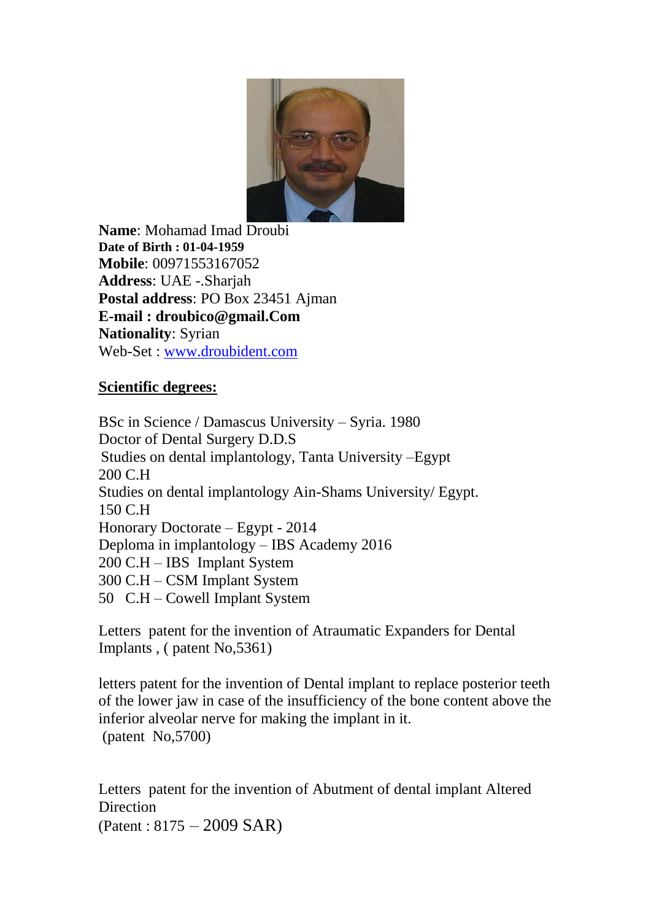**Name**: Mohamad Imad Droubi
**Date of Birth : 01-04-1959**
**Mobile**: 00971553167052
**Address**: UAE -.Sharjah
**Postal address**: PO Box 23451 Ajman
**E-mail : droubico@gmail.Com**
**Nationality**: Syrian
Web-Set : [www.droubident.com](http://www.droubident.com)

## Scientific degrees:

BSc in Science / Damascus University – Syria. 1980
Doctor of Dental Surgery D.D.S
Studies on dental implantology, Tanta University –Egypt
200 C.H
Studies on dental implantology Ain-Shams University/ Egypt.
150 C.H
Honorary Doctorate – Egypt - 2014
Deploma in implantology – IBS Academy 2016
200 C.H – IBS Implant System
300 C.H – CSM Implant System
50 C.H – Cowell Implant System

Letters patent for the invention of Atraumatic Expanders for Dental Implants , ( patent No,5361)

letters patent for the invention of Dental implant to replace posterior teeth of the lower jaw in case of the insufficiency of the bone content above the inferior alveolar nerve for making the implant in it.
(patent No,5700)

Letters patent for the invention of Abutment of dental implant Altered Direction
(Patent : 8175 – 2009 SAR)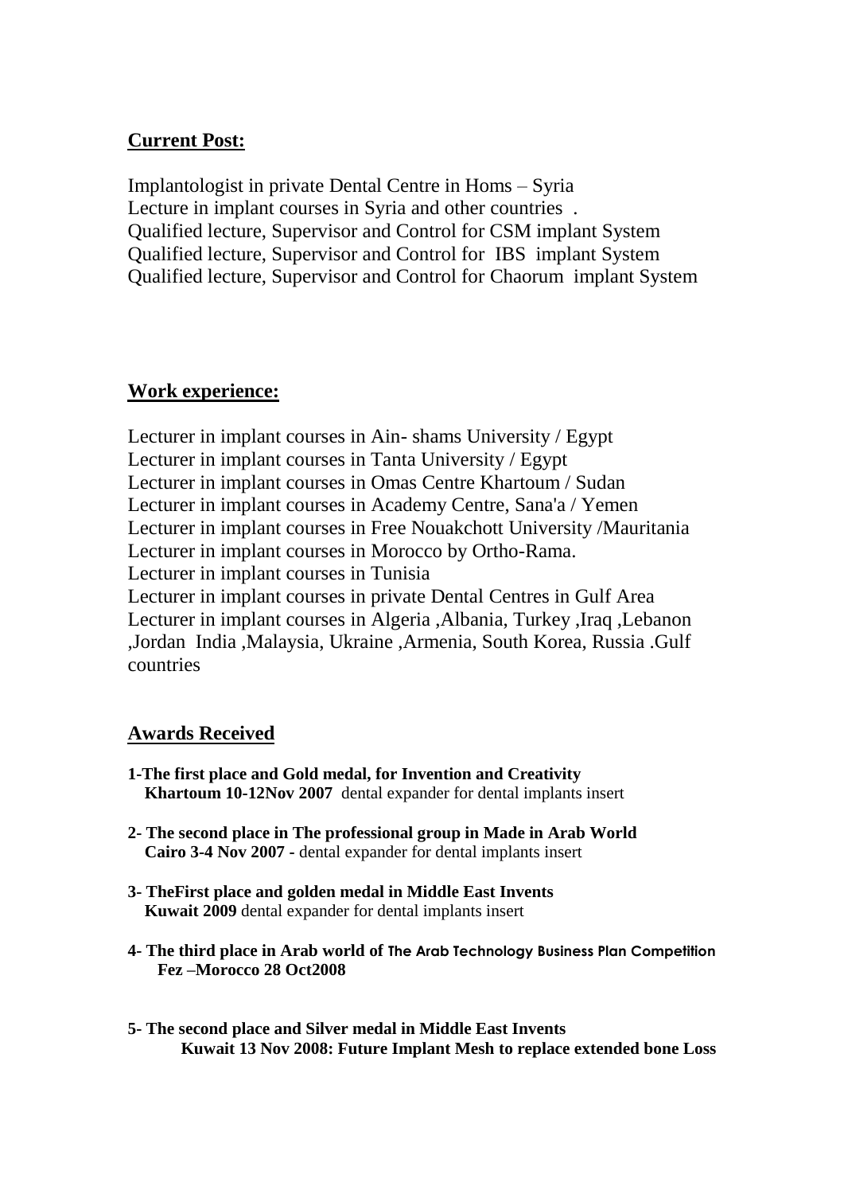## Current Post:

Implantologist in private Dental Centre in Homs – Syria
Lecture in implant courses in Syria and other countries .
Qualified lecture, Supervisor and Control for CSM implant System
Qualified lecture, Supervisor and Control for IBS implant System
Qualified lecture, Supervisor and Control for Chaorum implant System

## Work experience:

Lecturer in implant courses in Ain- shams University / Egypt
Lecturer in implant courses in Tanta University / Egypt
Lecturer in implant courses in Omas Centre Khartoum / Sudan
Lecturer in implant courses in Academy Centre, Sana'a / Yemen
Lecturer in implant courses in Free Nouakchott University /Mauritania
Lecturer in implant courses in Morocco by Ortho-Rama.
Lecturer in implant courses in Tunisia
Lecturer in implant courses in private Dental Centres in Gulf Area
Lecturer in implant courses in Algeria ,Albania, Turkey ,Iraq ,Lebanon ,Jordan India ,Malaysia, Ukraine ,Armenia, South Korea, Russia .Gulf countries

## Awards Received

**1-The first place and Gold medal, for Invention and Creativity**
**Khartoum 10-12Nov 2007** dental expander for dental implants insert

**2- The second place in The professional group in Made in Arab World**
**Cairo 3-4 Nov 2007 -** dental expander for dental implants insert

**3- TheFirst place and golden medal in Middle East Invents**
**Kuwait 2009** dental expander for dental implants insert

**4- The third place in Arab world of The Arab Technology Business Plan Competition**
**Fez –Morocco 28 Oct2008**

**5- The second place and Silver medal in Middle East Invents**
**Kuwait 13 Nov 2008: Future Implant Mesh to replace extended bone Loss**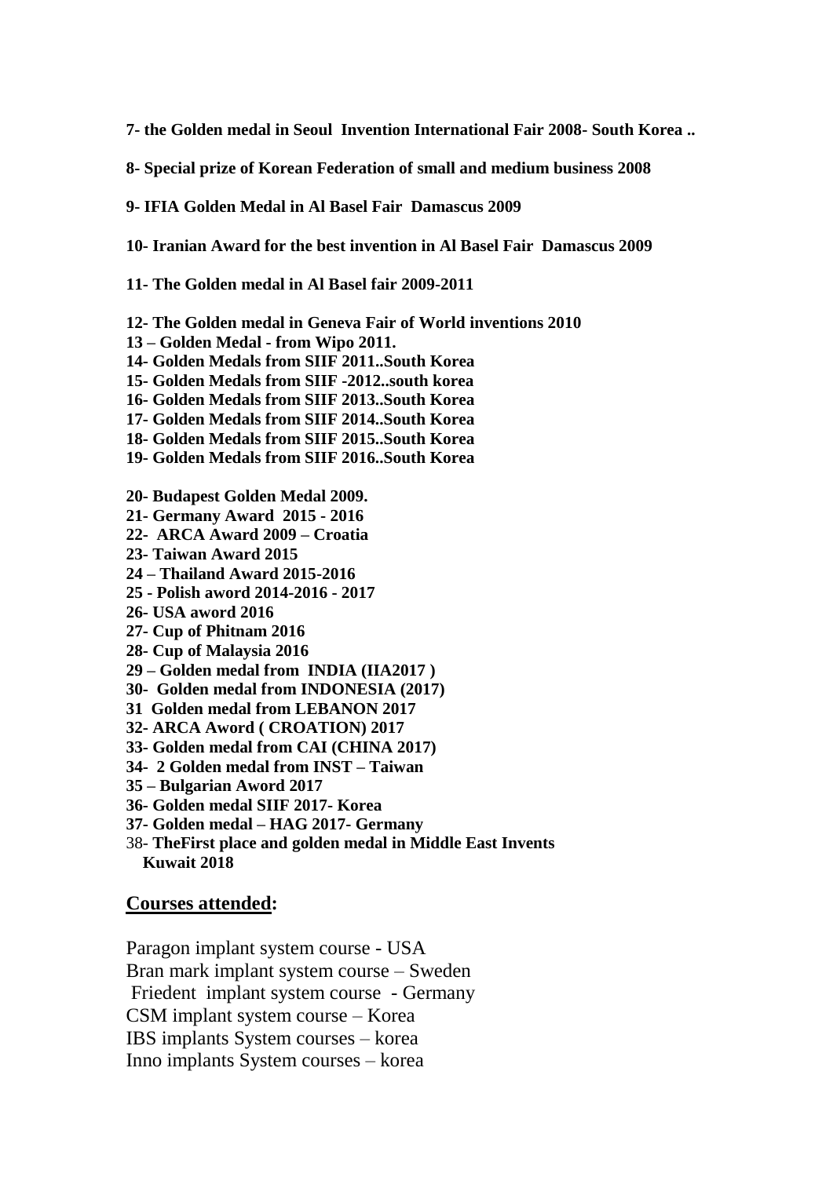**7- the Golden medal in Seoul Invention International Fair 2008- South Korea ..**

**8- Special prize of Korean Federation of small and medium business 2008**

**9- IFIA Golden Medal in Al Basel Fair Damascus 2009**

**10- Iranian Award for the best invention in Al Basel Fair Damascus 2009**

**11- The Golden medal in Al Basel fair 2009-2011**

**12- The Golden medal in Geneva Fair of World inventions 2010**
**13 – Golden Medal - from Wipo 2011.**
**14- Golden Medals from SIIF 2011..South Korea**
**15- Golden Medals from SIIF -2012..south korea**
**16- Golden Medals from SIIF 2013..South Korea**
**17- Golden Medals from SIIF 2014..South Korea**
**18- Golden Medals from SIIF 2015..South Korea**
**19- Golden Medals from SIIF 2016..South Korea**

**20- Budapest Golden Medal 2009.**
**21- Germany Award 2015 - 2016**
**22- ARCA Award 2009 – Croatia**
**23- Taiwan Award 2015**
**24 – Thailand Award 2015-2016**
**25 - Polish aword 2014-2016 - 2017**
**26- USA aword 2016**
**27- Cup of Phitnam 2016**
**28- Cup of Malaysia 2016**
**29 – Golden medal from INDIA (IIA2017 )**
**30- Golden medal from INDONESIA (2017)**
**31 Golden medal from LEBANON 2017**
**32- ARCA Aword ( CROATION) 2017**
**33- Golden medal from CAI (CHINA 2017)**
**34- 2 Golden medal from INST – Taiwan**
**35 – Bulgarian Aword 2017**
**36- Golden medal SIIF 2017- Korea**
**37- Golden medal – HAG 2017- Germany**
38- **TheFirst place and golden medal in Middle East Invents Kuwait 2018**

## **Courses attended:**

Paragon implant system course - USA
Bran mark implant system course – Sweden
Friedent implant system course - Germany
CSM implant system course – Korea
IBS implants System courses – korea
Inno implants System courses – korea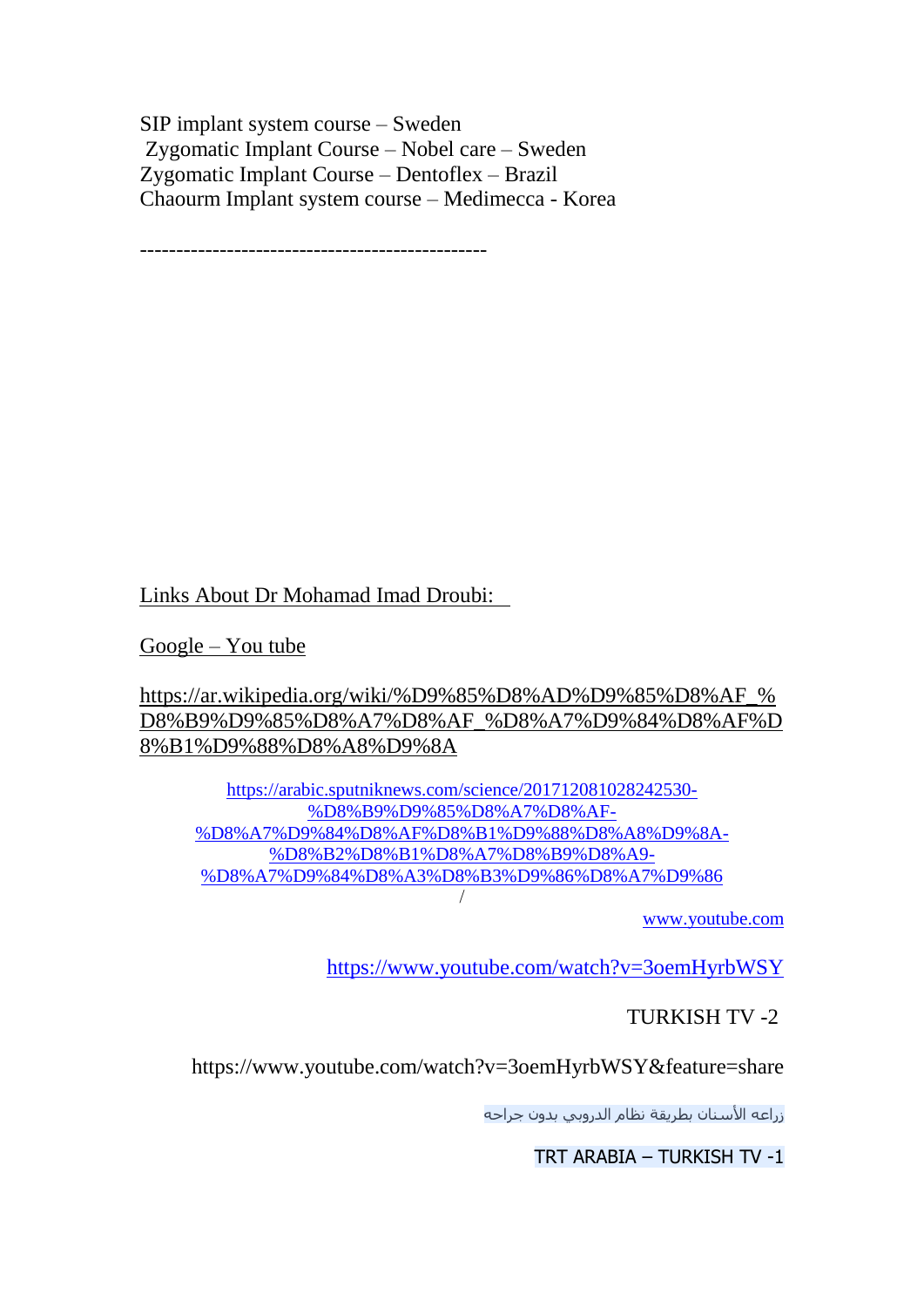SIP implant system course – Sweden
Zygomatic Implant Course – Nobel care – Sweden
Zygomatic Implant Course – Dentoflex – Brazil
Chaourm Implant system course – Medimecca - Korea

-----------------------------------------------

Links About Dr Mohamad Imad Droubi:

Google – You tube

https://ar.wikipedia.org/wiki/%D9%85%D8%AD%D9%85%D8%AF_%D8%B9%D9%85%D8%A7%D8%AF_%D8%A7%D9%84%D8%AF%D8%B1%D9%88%D8%A8%D9%8A

https://arabic.sputniknews.com/science/201712081028242530-%D8%B9%D9%85%D8%A7%D8%AF-%D8%A7%D9%84%D8%AF%D8%B1%D9%88%D8%A8%D9%8A-%D8%B2%D8%B1%D8%A7%D8%B9%D8%A9-%D8%A7%D9%84%D8%A3%D8%B3%D9%86%D8%A7%D9%86/

www.youtube.com

https://www.youtube.com/watch?v=3oemHyrbWSY

TURKISH TV -2

https://www.youtube.com/watch?v=3oemHyrbWSY&feature=share

زراعة الأسنان بطريقة نظام الدروبي بدون جراحه

TRT ARABIA – TURKISH TV -1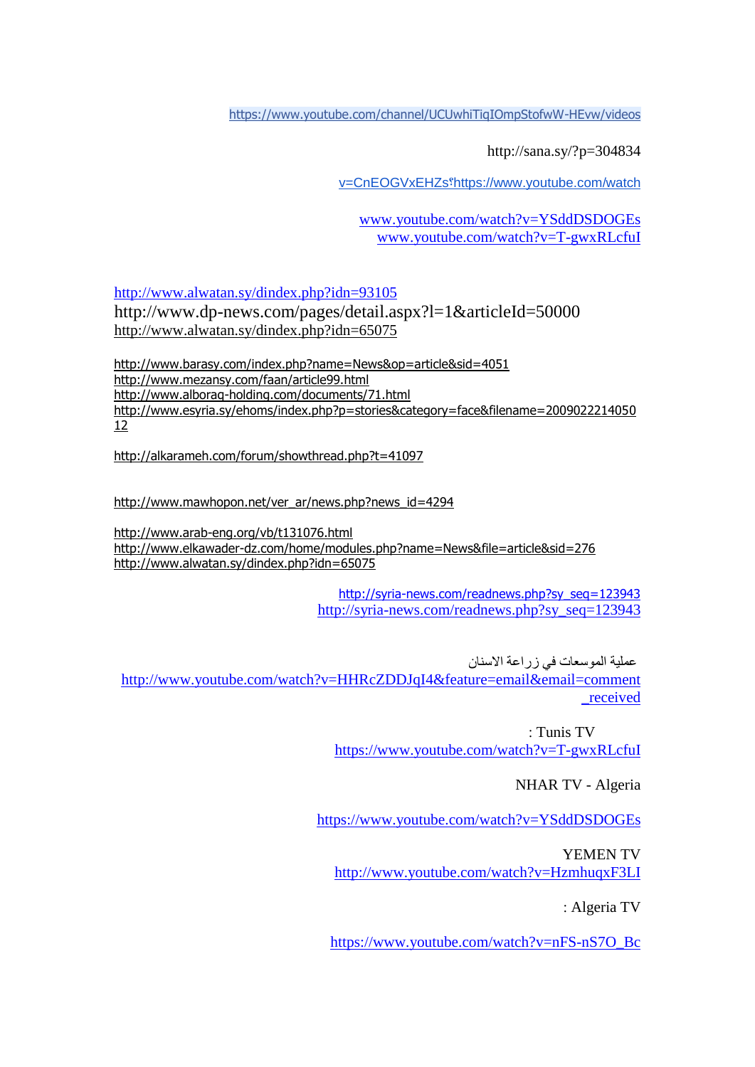https://www.youtube.com/channel/UCUwhiTiqIOmpStofwW-HEvw/videos

http://sana.sy/?p=304834

v=CnEOGVxEHZs؟https://www.youtube.com/watch

www.youtube.com/watch?v=YSddDSDOGEs
www.youtube.com/watch?v=T-gwxRLcfuI

http://www.alwatan.sy/dindex.php?idn=93105
http://www.dp-news.com/pages/detail.aspx?l=1&articleId=50000
http://www.alwatan.sy/dindex.php?idn=65075

http://www.barasy.com/index.php?name=News&op=article&sid=4051
http://www.mezansy.com/faan/article99.html
http://www.alboraq-holding.com/documents/71.html
http://www.esyria.sy/ehoms/index.php?p=stories&category=face&filename=200902221405012

http://alkarameh.com/forum/showthread.php?t=41097

http://www.mawhopon.net/ver_ar/news.php?news_id=4294

http://www.arab-eng.org/vb/t131076.html
http://www.elkawader-dz.com/home/modules.php?name=News&file=article&sid=276
http://www.alwatan.sy/dindex.php?idn=65075

http://syria-news.com/readnews.php?sy_seq=123943
http://syria-news.com/readnews.php?sy_seq=123943

عملية الموسعات في زراعة الاسنان
http://www.youtube.com/watch?v=HHRcZDDJqI4&feature=email&email=comment_received

: Tunis TV
https://www.youtube.com/watch?v=T-gwxRLcfuI

NHAR TV - Algeria

https://www.youtube.com/watch?v=YSddDSDOGEs

YEMEN TV
http://www.youtube.com/watch?v=HzmhuqxF3LI

: Algeria TV

https://www.youtube.com/watch?v=nFS-nS7O_Bc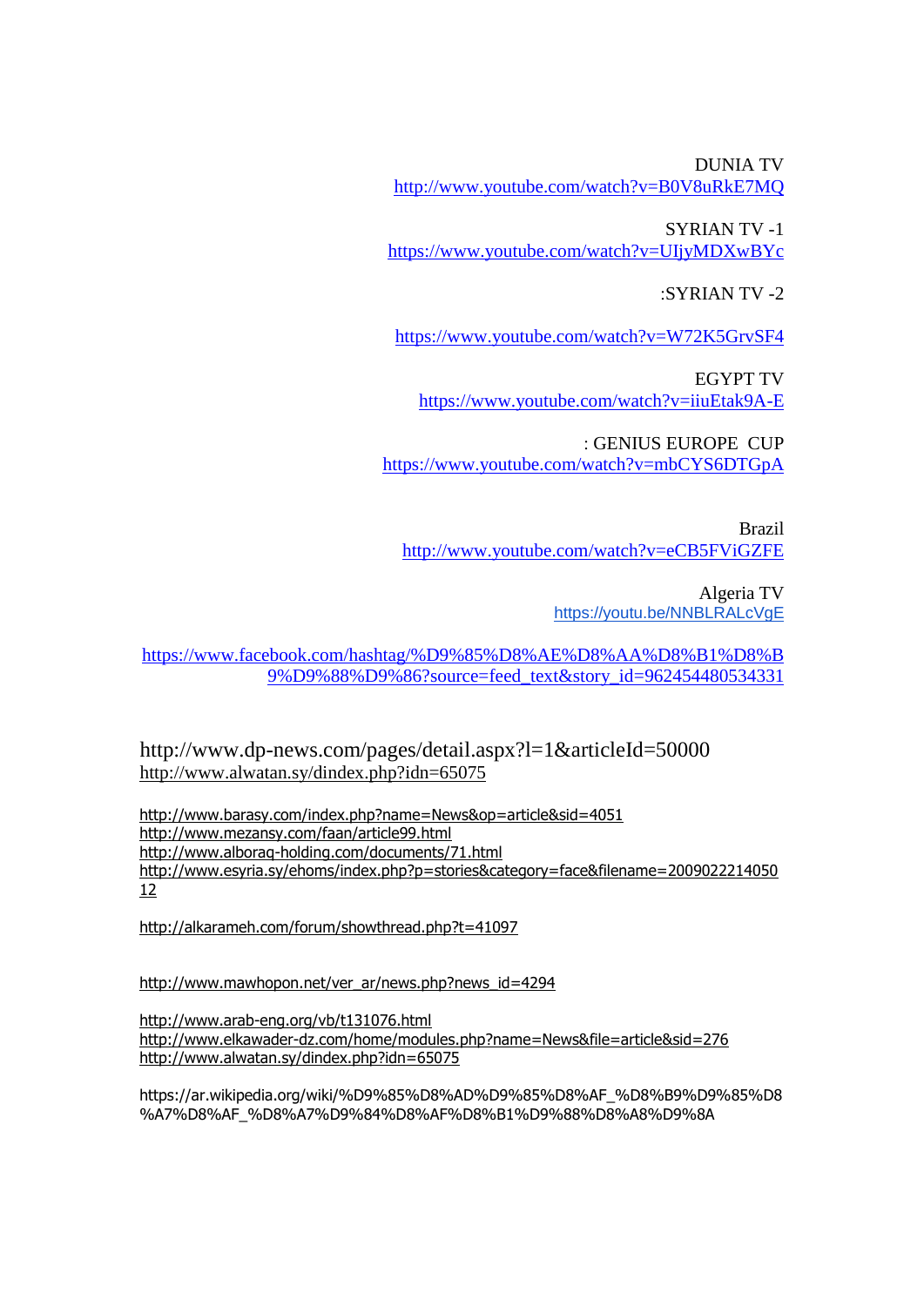DUNIA TV
http://www.youtube.com/watch?v=B0V8uRkE7MQ

SYRIAN TV -1
https://www.youtube.com/watch?v=UIjyMDXwBYc

:SYRIAN TV -2

https://www.youtube.com/watch?v=W72K5GrvSF4

EGYPT TV
https://www.youtube.com/watch?v=iiuEtak9A-E

: GENIUS EUROPE CUP
https://www.youtube.com/watch?v=mbCYS6DTGpA

Brazil
http://www.youtube.com/watch?v=eCB5FViGZFE

Algeria TV
https://youtu.be/NNBLRALcVgE

https://www.facebook.com/hashtag/%D9%85%D8%AE%D8%AA%D8%B1%D8%B9%D9%88%D9%86?source=feed_text&story_id=962454480534331

http://www.dp-news.com/pages/detail.aspx?l=1&articleId=50000
http://www.alwatan.sy/dindex.php?idn=65075

http://www.barasy.com/index.php?name=News&op=article&sid=4051
http://www.mezansy.com/faan/article99.html
http://www.alboraq-holding.com/documents/71.html
http://www.esyria.sy/ehoms/index.php?p=stories&category=face&filename=200902221405012

http://alkarameh.com/forum/showthread.php?t=41097

http://www.mawhopon.net/ver_ar/news.php?news_id=4294

http://www.arab-eng.org/vb/t131076.html
http://www.elkawader-dz.com/home/modules.php?name=News&file=article&sid=276
http://www.alwatan.sy/dindex.php?idn=65075

https://ar.wikipedia.org/wiki/%D9%85%D8%AD%D9%85%D8%AF_%D8%B9%D9%85%D8%A7%D8%AF_%D8%A7%D9%84%D8%AF%D8%B1%D9%88%D8%A8%D9%8A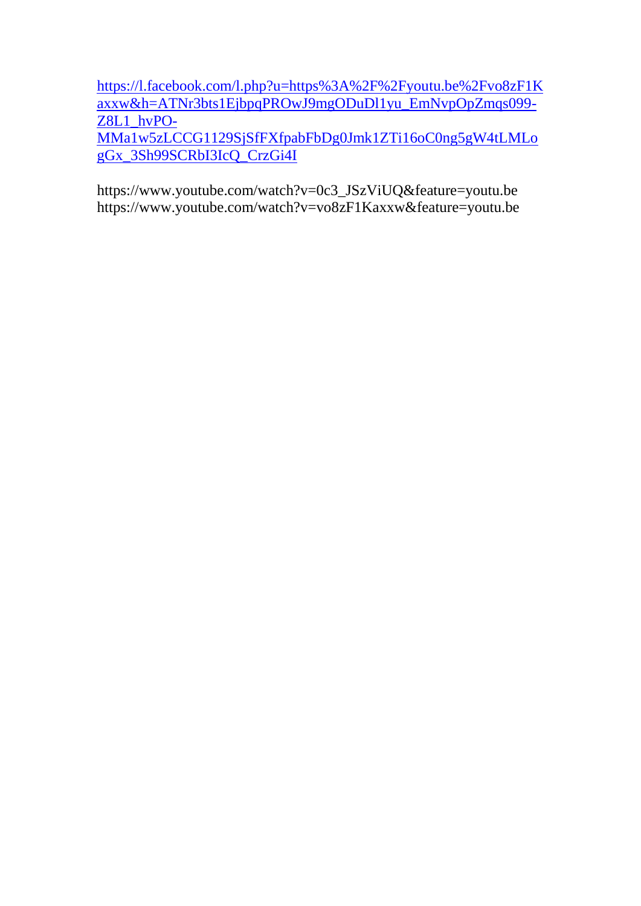[https://l.facebook.com/l.php?u=https%3A%2F%2Fyoutu.be%2Fvo8zF1Kaxxw&h=ATNr3bts1EjbpqPROwJ9mgODuDl1yu_EmNvpOpZmqs099-Z8L1_hvPO-MMa1w5zLCCG1129SjSfFXfpabFbDg0Jmk1ZTi16oC0ng5gW4tLMLogGx_3Sh99SCRbI3IcQ_CrzGi4I](https://l.facebook.com/l.php?u=https%3A%2F%2Fyoutu.be%2Fvo8zF1Kaxxw&h=ATNr3bts1EjbpqPROwJ9mgODuDl1yu_EmNvpOpZmqs099-Z8L1_hvPO-MMa1w5zLCCG1129SjSfFXfpabFbDg0Jmk1ZTi16oC0ng5gW4tLMLogGx_3Sh99SCRbI3IcQ_CrzGi4I)

https://www.youtube.com/watch?v=0c3_JSzViUQ&feature=youtu.be
https://www.youtube.com/watch?v=vo8zF1Kaxxw&feature=youtu.be